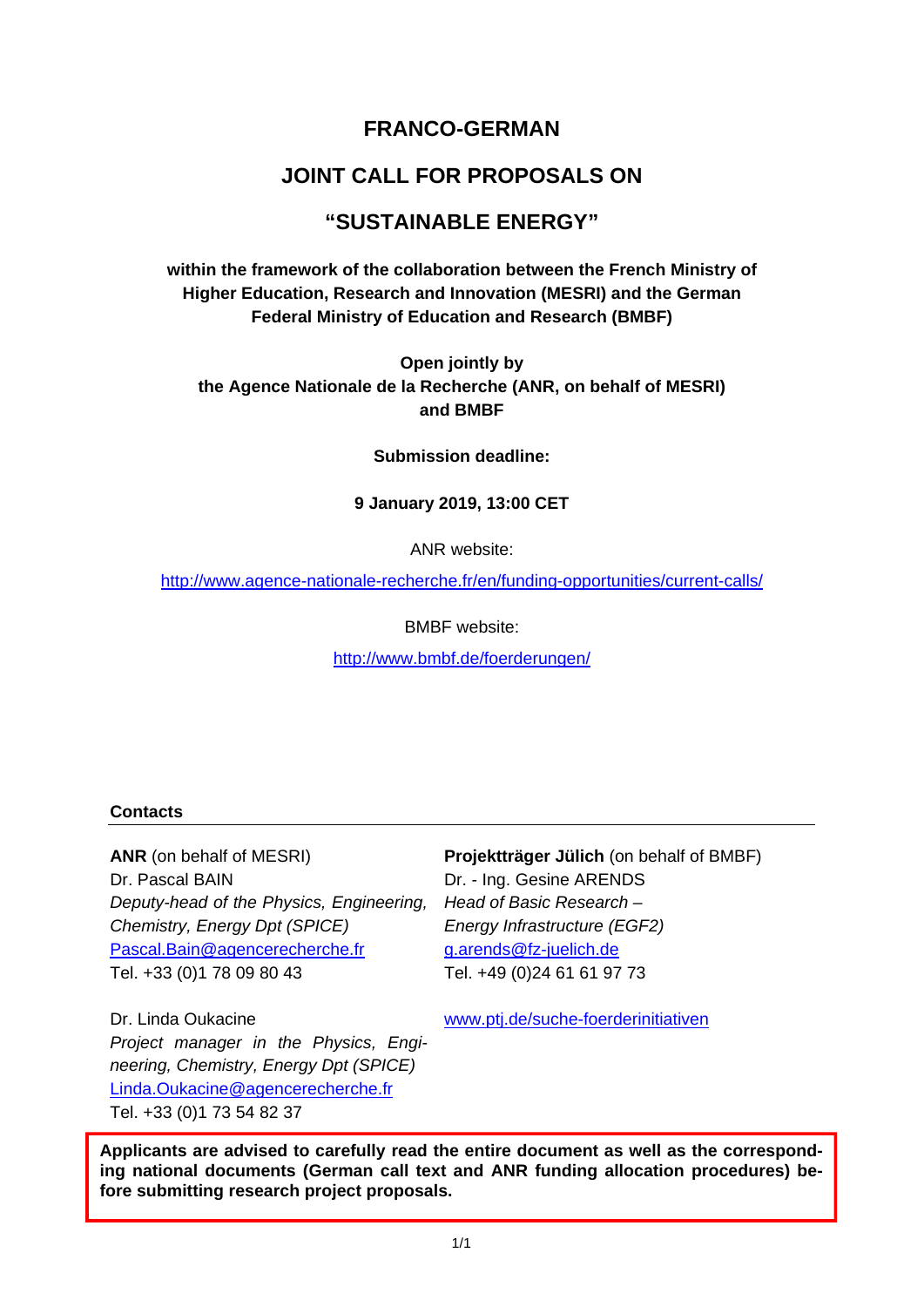# FRANCO-GERMAN

# JOINT CALL FOR PROPOSALS ON

# "SUSTAINABLE ENERGY"

**within the framework of the collaboration between the French Ministry of Higher Education, Research and Innovation (MESRI) and the German Federal Ministry of Education and Research (BMBF)**

**Open jointly by**
**the Agence Nationale de la Recherche (ANR, on behalf of MESRI) and BMBF**

**Submission deadline:**

**9 January 2019, 13:00 CET**

ANR website:

http://www.agence-nationale-recherche.fr/en/funding-opportunities/current-calls/

BMBF website:

http://www.bmbf.de/foerderungen/

**Contacts**

**ANR** (on behalf of MESRI)
Dr. Pascal BAIN
*Deputy-head of the Physics, Engineering, Chemistry, Energy Dpt (SPICE)*
Pascal.Bain@agencerecherche.fr
Tel. +33 (0)1 78 09 80 43

Dr. Linda Oukacine
*Project manager in the Physics, Engineering, Chemistry, Energy Dpt (SPICE)*
Linda.Oukacine@agencerecherche.fr
Tel. +33 (0)1 73 54 82 37

**Projektträger Jülich** (on behalf of BMBF)
Dr. - Ing. Gesine ARENDS
*Head of Basic Research – Energy Infrastructure (EGF2)*
g.arends@fz-juelich.de
Tel. +49 (0)24 61 61 97 73

www.ptj.de/suche-foerderinitiativen

**Applicants are advised to carefully read the entire document as well as the corresponding national documents (German call text and ANR funding allocation procedures) before submitting research project proposals.**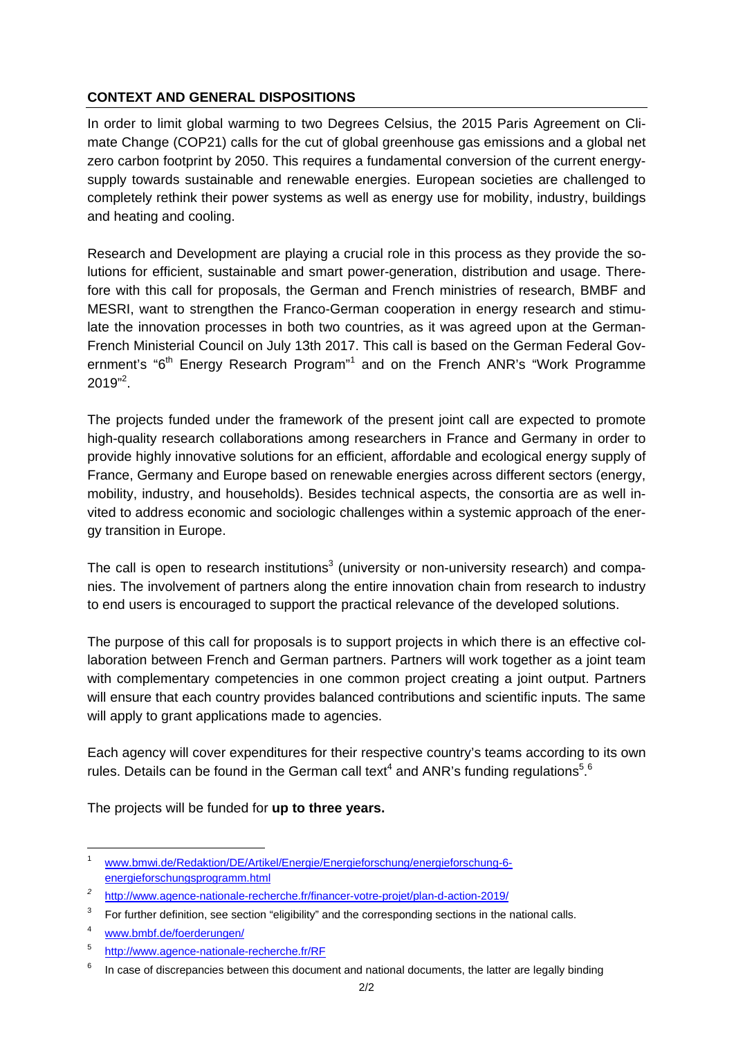## CONTEXT AND GENERAL DISPOSITIONS

In order to limit global warming to two Degrees Celsius, the 2015 Paris Agreement on Climate Change (COP21) calls for the cut of global greenhouse gas emissions and a global net zero carbon footprint by 2050. This requires a fundamental conversion of the current energy-supply towards sustainable and renewable energies. European societies are challenged to completely rethink their power systems as well as energy use for mobility, industry, buildings and heating and cooling.

Research and Development are playing a crucial role in this process as they provide the solutions for efficient, sustainable and smart power-generation, distribution and usage. Therefore with this call for proposals, the German and French ministries of research, BMBF and MESRI, want to strengthen the Franco-German cooperation in energy research and stimulate the innovation processes in both two countries, as it was agreed upon at the German-French Ministerial Council on July 13th 2017. This call is based on the German Federal Government's "6th Energy Research Program"[1] and on the French ANR's "Work Programme 2019"[2].

The projects funded under the framework of the present joint call are expected to promote high-quality research collaborations among researchers in France and Germany in order to provide highly innovative solutions for an efficient, affordable and ecological energy supply of France, Germany and Europe based on renewable energies across different sectors (energy, mobility, industry, and households). Besides technical aspects, the consortia are as well invited to address economic and sociologic challenges within a systemic approach of the energy transition in Europe.

The call is open to research institutions[3] (university or non-university research) and companies. The involvement of partners along the entire innovation chain from research to industry to end users is encouraged to support the practical relevance of the developed solutions.

The purpose of this call for proposals is to support projects in which there is an effective collaboration between French and German partners. Partners will work together as a joint team with complementary competencies in one common project creating a joint output. Partners will ensure that each country provides balanced contributions and scientific inputs. The same will apply to grant applications made to agencies.

Each agency will cover expenditures for their respective country's teams according to its own rules. Details can be found in the German call text[4] and ANR's funding regulations[5].[6]

The projects will be funded for **up to three years.**

---

[1] www.bmwi.de/Redaktion/DE/Artikel/Energie/Energieforschung/energieforschung-6-energieforschungsprogramm.html

[2] http://www.agence-nationale-recherche.fr/financer-votre-projet/plan-d-action-2019/

[3] For further definition, see section "eligibility" and the corresponding sections in the national calls.

[4] www.bmbf.de/foerderungen/

[5] http://www.agence-nationale-recherche.fr/RF

[6] In case of discrepancies between this document and national documents, the latter are legally binding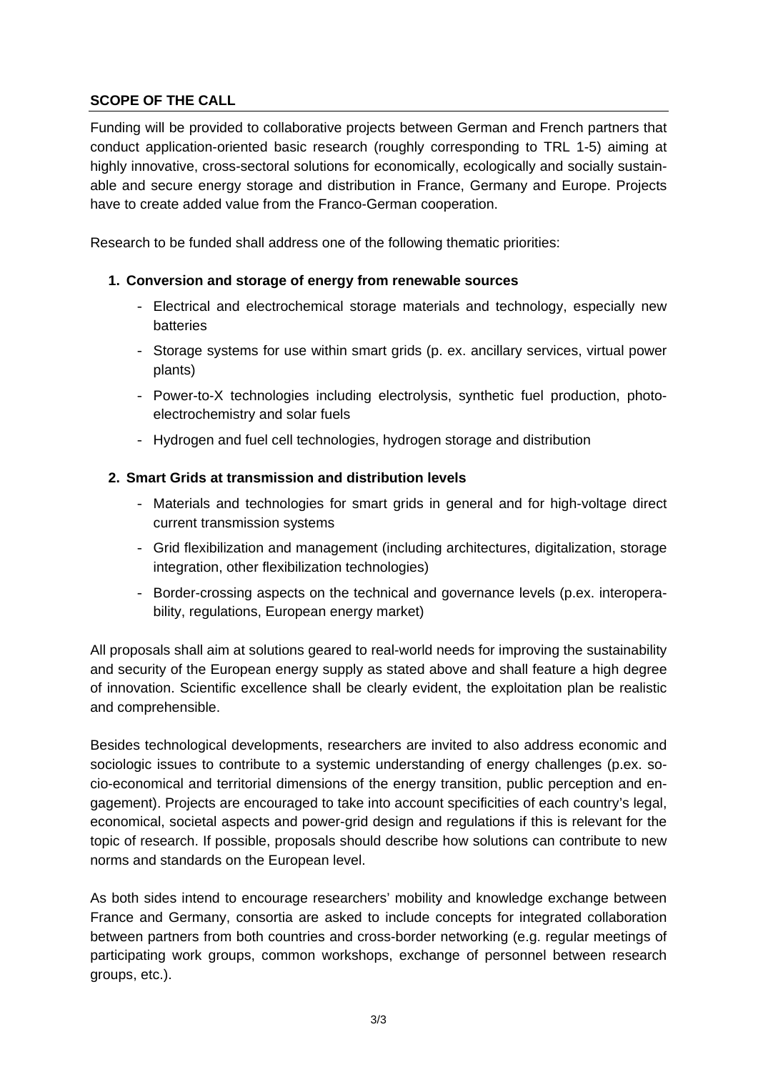## SCOPE OF THE CALL

Funding will be provided to collaborative projects between German and French partners that conduct application-oriented basic research (roughly corresponding to TRL 1-5) aiming at highly innovative, cross-sectoral solutions for economically, ecologically and socially sustainable and secure energy storage and distribution in France, Germany and Europe. Projects have to create added value from the Franco-German cooperation.

Research to be funded shall address one of the following thematic priorities:

1. **Conversion and storage of energy from renewable sources**
   - Electrical and electrochemical storage materials and technology, especially new batteries
   - Storage systems for use within smart grids (p. ex. ancillary services, virtual power plants)
   - Power-to-X technologies including electrolysis, synthetic fuel production, photo-electrochemistry and solar fuels
   - Hydrogen and fuel cell technologies, hydrogen storage and distribution

2. **Smart Grids at transmission and distribution levels**
   - Materials and technologies for smart grids in general and for high-voltage direct current transmission systems
   - Grid flexibilization and management (including architectures, digitalization, storage integration, other flexibilization technologies)
   - Border-crossing aspects on the technical and governance levels (p.ex. interoperability, regulations, European energy market)

All proposals shall aim at solutions geared to real-world needs for improving the sustainability and security of the European energy supply as stated above and shall feature a high degree of innovation. Scientific excellence shall be clearly evident, the exploitation plan be realistic and comprehensible.

Besides technological developments, researchers are invited to also address economic and sociologic issues to contribute to a systemic understanding of energy challenges (p.ex. socio-economical and territorial dimensions of the energy transition, public perception and engagement). Projects are encouraged to take into account specificities of each country's legal, economical, societal aspects and power-grid design and regulations if this is relevant for the topic of research. If possible, proposals should describe how solutions can contribute to new norms and standards on the European level.

As both sides intend to encourage researchers' mobility and knowledge exchange between France and Germany, consortia are asked to include concepts for integrated collaboration between partners from both countries and cross-border networking (e.g. regular meetings of participating work groups, common workshops, exchange of personnel between research groups, etc.).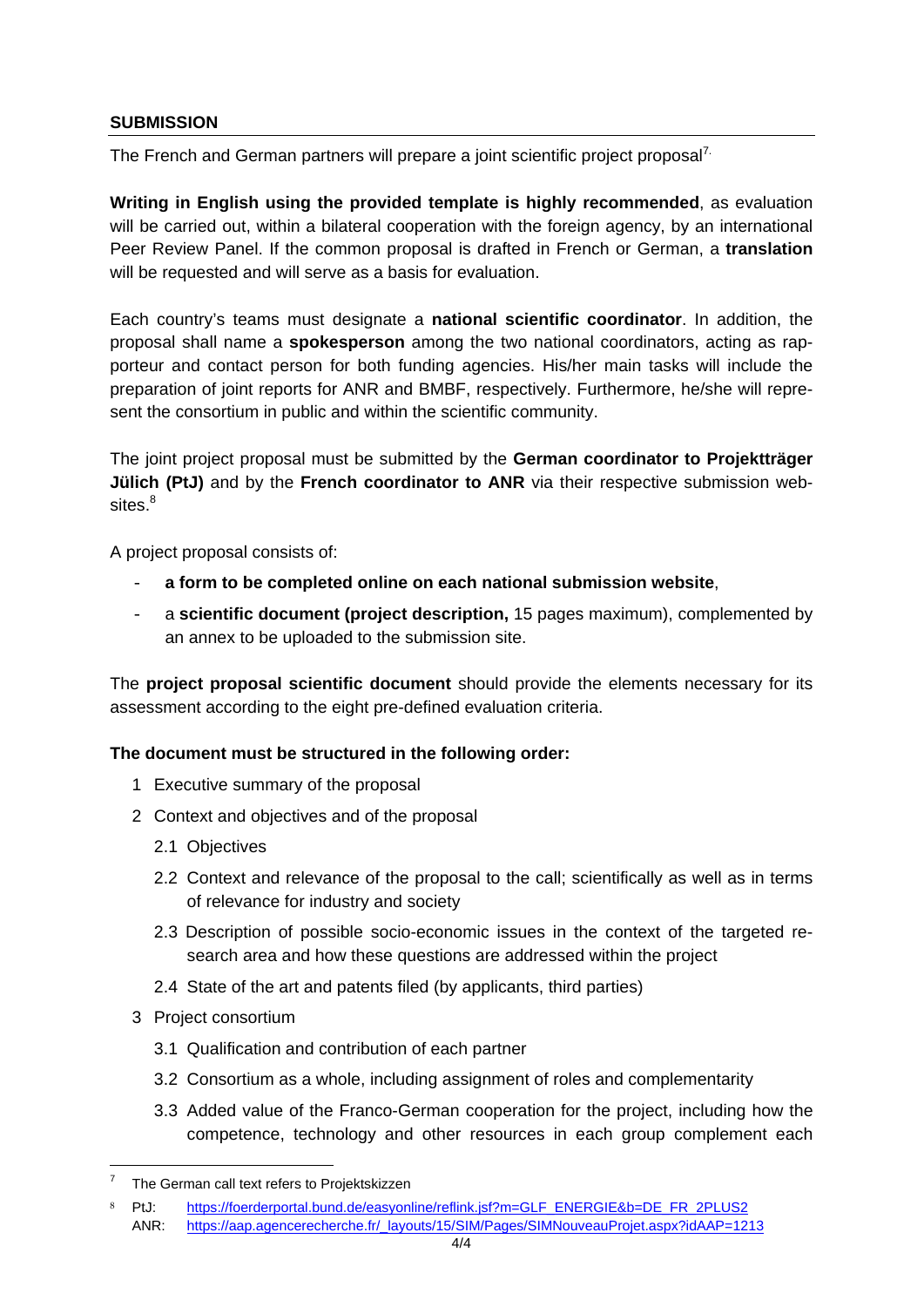## SUBMISSION

The French and German partners will prepare a joint scientific project proposal[7].

**Writing in English using the provided template is highly recommended**, as evaluation will be carried out, within a bilateral cooperation with the foreign agency, by an international Peer Review Panel. If the common proposal is drafted in French or German, a **translation** will be requested and will serve as a basis for evaluation.

Each country's teams must designate a **national scientific coordinator**. In addition, the proposal shall name a **spokesperson** among the two national coordinators, acting as rapporteur and contact person for both funding agencies. His/her main tasks will include the preparation of joint reports for ANR and BMBF, respectively. Furthermore, he/she will represent the consortium in public and within the scientific community.

The joint project proposal must be submitted by the **German coordinator to Projektträger Jülich (PtJ)** and by the **French coordinator to ANR** via their respective submission websites.[8]

A project proposal consists of:

- **a form to be completed online on each national submission website**,
- a **scientific document (project description,** 15 pages maximum), complemented by an annex to be uploaded to the submission site.

The **project proposal scientific document** should provide the elements necessary for its assessment according to the eight pre-defined evaluation criteria.

**The document must be structured in the following order:**

1 Executive summary of the proposal

2 Context and objectives and of the proposal

  2.1 Objectives

  2.2 Context and relevance of the proposal to the call; scientifically as well as in terms of relevance for industry and society

  2.3 Description of possible socio-economic issues in the context of the targeted research area and how these questions are addressed within the project

  2.4 State of the art and patents filed (by applicants, third parties)

3 Project consortium

  3.1 Qualification and contribution of each partner

  3.2 Consortium as a whole, including assignment of roles and complementarity

  3.3 Added value of the Franco-German cooperation for the project, including how the competence, technology and other resources in each group complement each

---

[7] The German call text refers to Projektskizzen

[8] PtJ: https://foerderportal.bund.de/easyonline/reflink.jsf?m=GLF_ENERGIE&b=DE_FR_2PLUS2
ANR: https://aap.agencerecherche.fr/_layouts/15/SIM/Pages/SIMNouveauProjet.aspx?idAAP=1213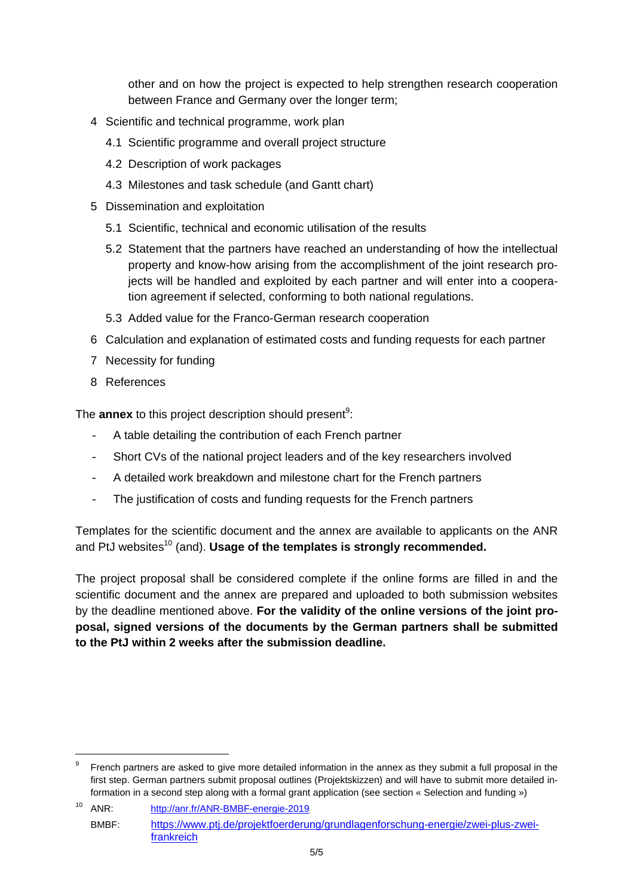other and on how the project is expected to help strengthen research cooperation between France and Germany over the longer term;

4 Scientific and technical programme, work plan
   - 4.1 Scientific programme and overall project structure
   - 4.2 Description of work packages
   - 4.3 Milestones and task schedule (and Gantt chart)
5 Dissemination and exploitation
   - 5.1 Scientific, technical and economic utilisation of the results
   - 5.2 Statement that the partners have reached an understanding of how the intellectual property and know-how arising from the accomplishment of the joint research projects will be handled and exploited by each partner and will enter into a cooperation agreement if selected, conforming to both national regulations.
   - 5.3 Added value for the Franco-German research cooperation
6 Calculation and explanation of estimated costs and funding requests for each partner
7 Necessity for funding
8 References

The **annex** to this project description should present[9]:

- A table detailing the contribution of each French partner
- Short CVs of the national project leaders and of the key researchers involved
- A detailed work breakdown and milestone chart for the French partners
- The justification of costs and funding requests for the French partners

Templates for the scientific document and the annex are available to applicants on the ANR and PtJ websites[10] (and). **Usage of the templates is strongly recommended.**

The project proposal shall be considered complete if the online forms are filled in and the scientific document and the annex are prepared and uploaded to both submission websites by the deadline mentioned above. **For the validity of the online versions of the joint proposal, signed versions of the documents by the German partners shall be submitted to the PtJ within 2 weeks after the submission deadline.**

---

[9] French partners are asked to give more detailed information in the annex as they submit a full proposal in the first step. German partners submit proposal outlines (Projektskizzen) and will have to submit more detailed information in a second step along with a formal grant application (see section « Selection and funding »)

[10] ANR: http://anr.fr/ANR-BMBF-energie-2019
BMBF: https://www.ptj.de/projektfoerderung/grundlagenforschung-energie/zwei-plus-zwei-frankreich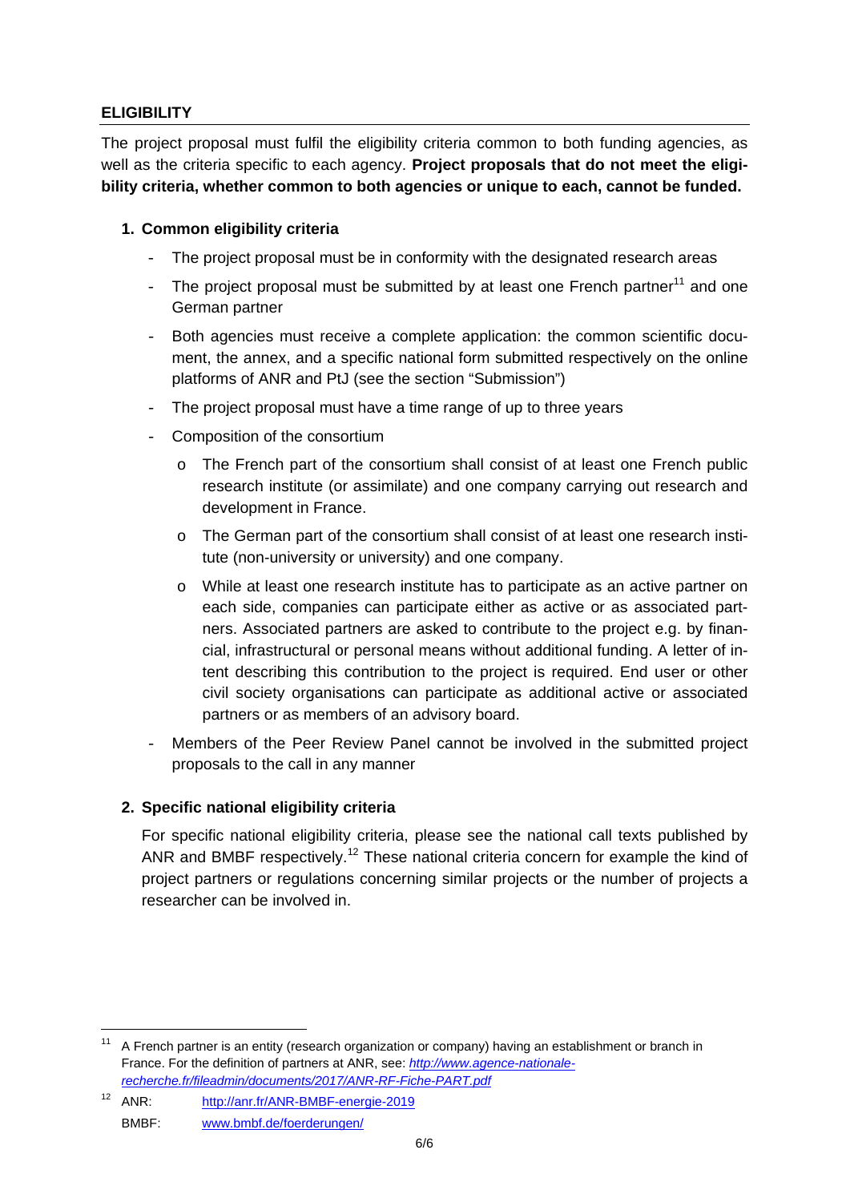## ELIGIBILITY

The project proposal must fulfil the eligibility criteria common to both funding agencies, as well as the criteria specific to each agency. **Project proposals that do not meet the eligibility criteria, whether common to both agencies or unique to each, cannot be funded.**

### 1. Common eligibility criteria

- The project proposal must be in conformity with the designated research areas
- The project proposal must be submitted by at least one French partner[11] and one German partner
- Both agencies must receive a complete application: the common scientific document, the annex, and a specific national form submitted respectively on the online platforms of ANR and PtJ (see the section "Submission")
- The project proposal must have a time range of up to three years
- Composition of the consortium
  - The French part of the consortium shall consist of at least one French public research institute (or assimilate) and one company carrying out research and development in France.
  - The German part of the consortium shall consist of at least one research institute (non-university or university) and one company.
  - While at least one research institute has to participate as an active partner on each side, companies can participate either as active or as associated partners. Associated partners are asked to contribute to the project e.g. by financial, infrastructural or personal means without additional funding. A letter of intent describing this contribution to the project is required. End user or other civil society organisations can participate as additional active or associated partners or as members of an advisory board.
- Members of the Peer Review Panel cannot be involved in the submitted project proposals to the call in any manner

### 2. Specific national eligibility criteria

For specific national eligibility criteria, please see the national call texts published by ANR and BMBF respectively.[12] These national criteria concern for example the kind of project partners or regulations concerning similar projects or the number of projects a researcher can be involved in.

---

[11] A French partner is an entity (research organization or company) having an establishment or branch in France. For the definition of partners at ANR, see: *http://www.agence-nationale-recherche.fr/fileadmin/documents/2017/ANR-RF-Fiche-PART.pdf*

[12] ANR: http://anr.fr/ANR-BMBF-energie-2019
BMBF: www.bmbf.de/foerderungen/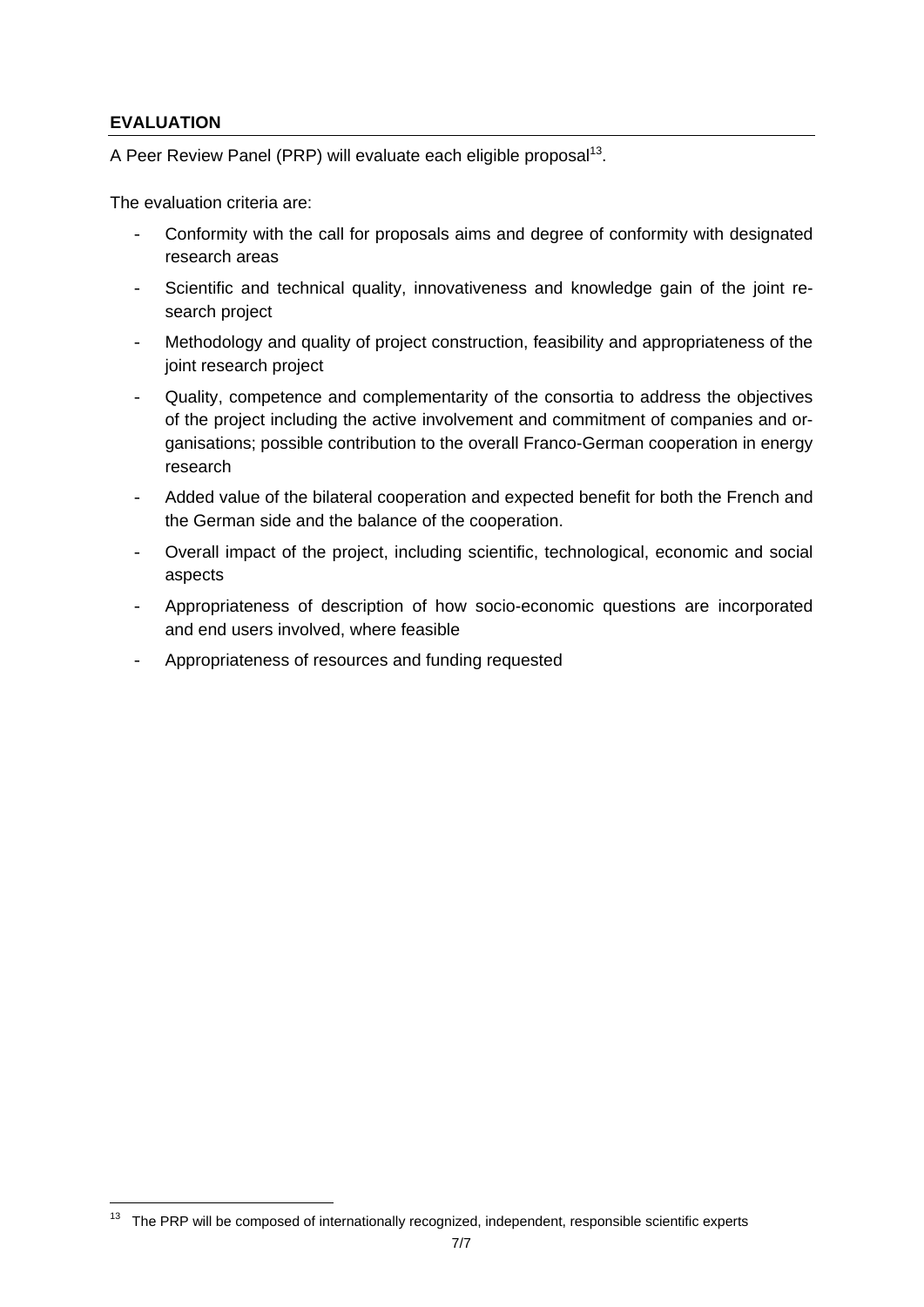## EVALUATION

A Peer Review Panel (PRP) will evaluate each eligible proposal[13].

The evaluation criteria are:

- Conformity with the call for proposals aims and degree of conformity with designated research areas
- Scientific and technical quality, innovativeness and knowledge gain of the joint research project
- Methodology and quality of project construction, feasibility and appropriateness of the joint research project
- Quality, competence and complementarity of the consortia to address the objectives of the project including the active involvement and commitment of companies and organisations; possible contribution to the overall Franco-German cooperation in energy research
- Added value of the bilateral cooperation and expected benefit for both the French and the German side and the balance of the cooperation.
- Overall impact of the project, including scientific, technological, economic and social aspects
- Appropriateness of description of how socio-economic questions are incorporated and end users involved, where feasible
- Appropriateness of resources and funding requested

[13] The PRP will be composed of internationally recognized, independent, responsible scientific experts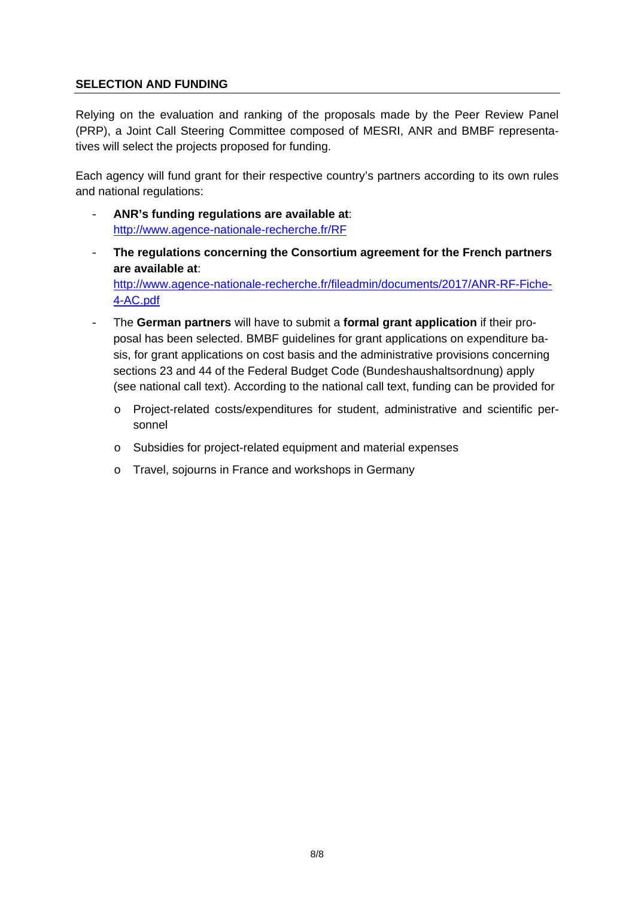## SELECTION AND FUNDING

Relying on the evaluation and ranking of the proposals made by the Peer Review Panel (PRP), a Joint Call Steering Committee composed of MESRI, ANR and BMBF representatives will select the projects proposed for funding.

Each agency will fund grant for their respective country's partners according to its own rules and national regulations:

- **ANR's funding regulations are available at**: http://www.agence-nationale-recherche.fr/RF
- **The regulations concerning the Consortium agreement for the French partners are available at**: http://www.agence-nationale-recherche.fr/fileadmin/documents/2017/ANR-RF-Fiche-4-AC.pdf
- The **German partners** will have to submit a **formal grant application** if their proposal has been selected. BMBF guidelines for grant applications on expenditure basis, for grant applications on cost basis and the administrative provisions concerning sections 23 and 44 of the Federal Budget Code (Bundeshaushaltsordnung) apply (see national call text). According to the national call text, funding can be provided for
  - Project-related costs/expenditures for student, administrative and scientific personnel
  - Subsidies for project-related equipment and material expenses
  - Travel, sojourns in France and workshops in Germany